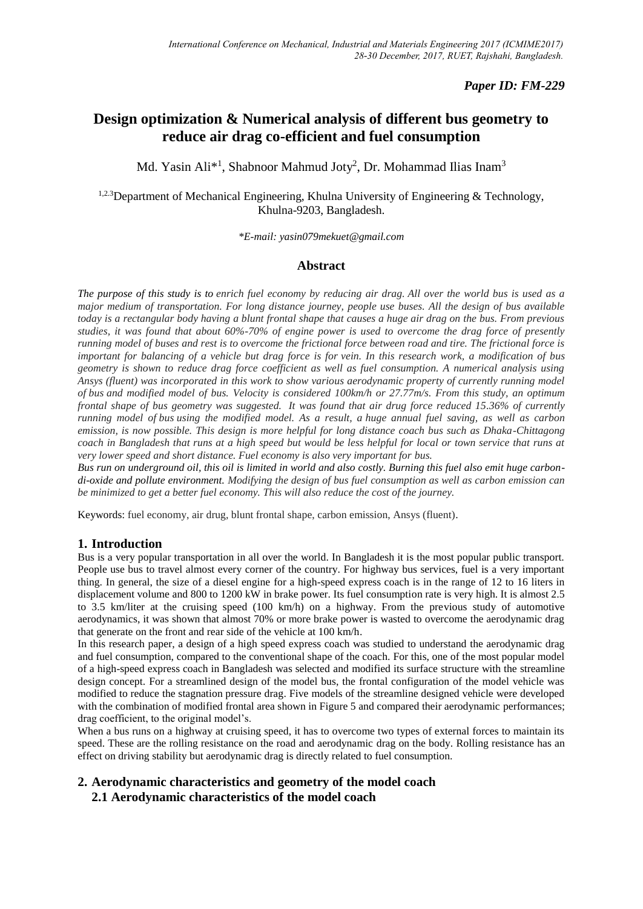*Paper ID: FM-229*

# Design optimization & Numerical analysis of different bus geometry to reduce air drag co-efficient and fuel consumption

Md. Yasin Ali*[1], Shabnoor Mahmud Joty[2], Dr. Mohammad Ilias Inam[3]

[1,2,3]Department of Mechanical Engineering, Khulna University of Engineering & Technology, Khulna-9203, Bangladesh.

*\*E-mail: yasin079mekuet@gmail.com*

## Abstract

*The purpose of this study is to enrich fuel economy by reducing air drag. All over the world bus is used as a major medium of transportation. For long distance journey, people use buses. All the design of bus available today is a rectangular body having a blunt frontal shape that causes a huge air drag on the bus. From previous studies, it was found that about 60%-70% of engine power is used to overcome the drag force of presently running model of buses and rest is to overcome the frictional force between road and tire. The frictional force is important for balancing of a vehicle but drag force is for vein. In this research work, a modification of bus geometry is shown to reduce drag force coefficient as well as fuel consumption. A numerical analysis using Ansys (fluent) was incorporated in this work to show various aerodynamic property of currently running model of bus and modified model of bus. Velocity is considered 100km/h or 27.77m/s. From this study, an optimum frontal shape of bus geometry was suggested. It was found that air drug force reduced 15.36% of currently running model of bus using the modified model. As a result, a huge annual fuel saving, as well as carbon emission, is now possible. This design is more helpful for long distance coach bus such as Dhaka-Chittagong coach in Bangladesh that runs at a high speed but would be less helpful for local or town service that runs at very lower speed and short distance. Fuel economy is also very important for bus.*

*Bus run on underground oil, this oil is limited in world and also costly. Burning this fuel also emit huge carbon-di-oxide and pollute environment. Modifying the design of bus fuel consumption as well as carbon emission can be minimized to get a better fuel economy. This will also reduce the cost of the journey.*

Keywords: fuel economy, air drug, blunt frontal shape, carbon emission, Ansys (fluent).

## 1. Introduction

Bus is a very popular transportation in all over the world. In Bangladesh it is the most popular public transport. People use bus to travel almost every corner of the country. For highway bus services, fuel is a very important thing. In general, the size of a diesel engine for a high-speed express coach is in the range of 12 to 16 liters in displacement volume and 800 to 1200 kW in brake power. Its fuel consumption rate is very high. It is almost 2.5 to 3.5 km/liter at the cruising speed (100 km/h) on a highway. From the previous study of automotive aerodynamics, it was shown that almost 70% or more brake power is wasted to overcome the aerodynamic drag that generate on the front and rear side of the vehicle at 100 km/h.

In this research paper, a design of a high speed express coach was studied to understand the aerodynamic drag and fuel consumption, compared to the conventional shape of the coach. For this, one of the most popular model of a high-speed express coach in Bangladesh was selected and modified its surface structure with the streamline design concept. For a streamlined design of the model bus, the frontal configuration of the model vehicle was modified to reduce the stagnation pressure drag. Five models of the streamline designed vehicle were developed with the combination of modified frontal area shown in Figure 5 and compared their aerodynamic performances; drag coefficient, to the original model's.

When a bus runs on a highway at cruising speed, it has to overcome two types of external forces to maintain its speed. These are the rolling resistance on the road and aerodynamic drag on the body. Rolling resistance has an effect on driving stability but aerodynamic drag is directly related to fuel consumption.

## 2. Aerodynamic characteristics and geometry of the model coach

### 2.1 Aerodynamic characteristics of the model coach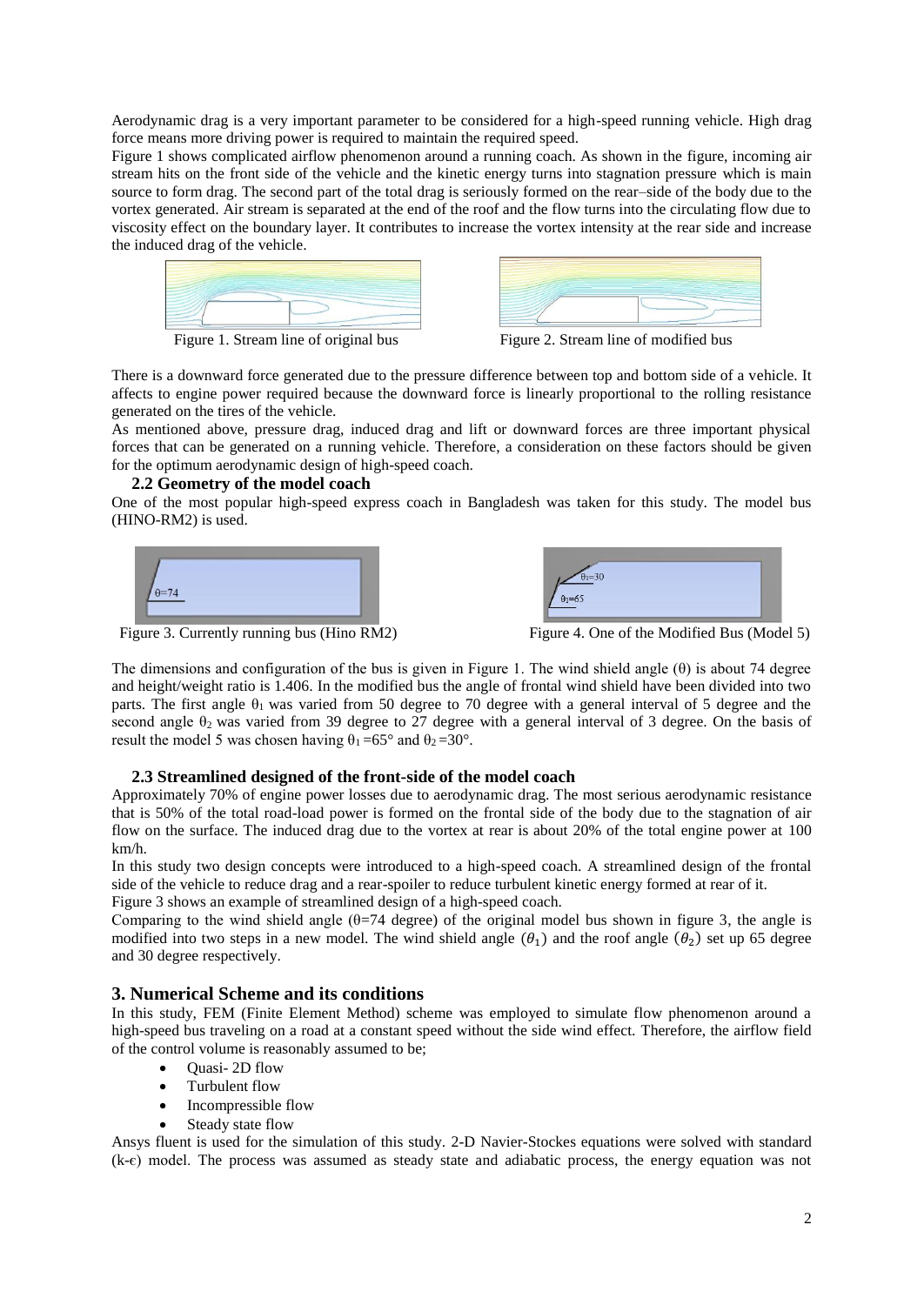Aerodynamic drag is a very important parameter to be considered for a high-speed running vehicle. High drag force means more driving power is required to maintain the required speed.

Figure 1 shows complicated airflow phenomenon around a running coach. As shown in the figure, incoming air stream hits on the front side of the vehicle and the kinetic energy turns into stagnation pressure which is main source to form drag. The second part of the total drag is seriously formed on the rear–side of the body due to the vortex generated. Air stream is separated at the end of the roof and the flow turns into the circulating flow due to viscosity effect on the boundary layer. It contributes to increase the vortex intensity at the rear side and increase the induced drag of the vehicle.

Figure 1. Stream line of original bus

Figure 2. Stream line of modified bus

There is a downward force generated due to the pressure difference between top and bottom side of a vehicle. It affects to engine power required because the downward force is linearly proportional to the rolling resistance generated on the tires of the vehicle.

As mentioned above, pressure drag, induced drag and lift or downward forces are three important physical forces that can be generated on a running vehicle. Therefore, a consideration on these factors should be given for the optimum aerodynamic design of high-speed coach.

### 2.2 Geometry of the model coach

One of the most popular high-speed express coach in Bangladesh was taken for this study. The model bus (HINO-RM2) is used.

Figure 3. Currently running bus (Hino RM2)

Figure 4. One of the Modified Bus (Model 5)

The dimensions and configuration of the bus is given in Figure 1. The wind shield angle (θ) is about 74 degree and height/weight ratio is 1.406. In the modified bus the angle of frontal wind shield have been divided into two parts. The first angle $\theta_1$ was varied from 50 degree to 70 degree with a general interval of 5 degree and the second angle $\theta_2$ was varied from 39 degree to 27 degree with a general interval of 3 degree. On the basis of result the model 5 was chosen having $\theta_1 = 65°$ and $\theta_2 = 30°$.

### 2.3 Streamlined designed of the front-side of the model coach

Approximately 70% of engine power losses due to aerodynamic drag. The most serious aerodynamic resistance that is 50% of the total road-load power is formed on the frontal side of the body due to the stagnation of air flow on the surface. The induced drag due to the vortex at rear is about 20% of the total engine power at 100 km/h.

In this study two design concepts were introduced to a high-speed coach. A streamlined design of the frontal side of the vehicle to reduce drag and a rear-spoiler to reduce turbulent kinetic energy formed at rear of it.

Figure 3 shows an example of streamlined design of a high-speed coach.

Comparing to the wind shield angle (θ=74 degree) of the original model bus shown in figure 3, the angle is modified into two steps in a new model. The wind shield angle ($\theta_1$) and the roof angle ($\theta_2$) set up 65 degree and 30 degree respectively.

## 3. Numerical Scheme and its conditions

In this study, FEM (Finite Element Method) scheme was employed to simulate flow phenomenon around a high-speed bus traveling on a road at a constant speed without the side wind effect. Therefore, the airflow field of the control volume is reasonably assumed to be;

- Quasi- 2D flow
- Turbulent flow
- Incompressible flow
- Steady state flow

Ansys fluent is used for the simulation of this study. 2-D Navier-Stockes equations were solved with standard (k-ϵ) model. The process was assumed as steady state and adiabatic process, the energy equation was not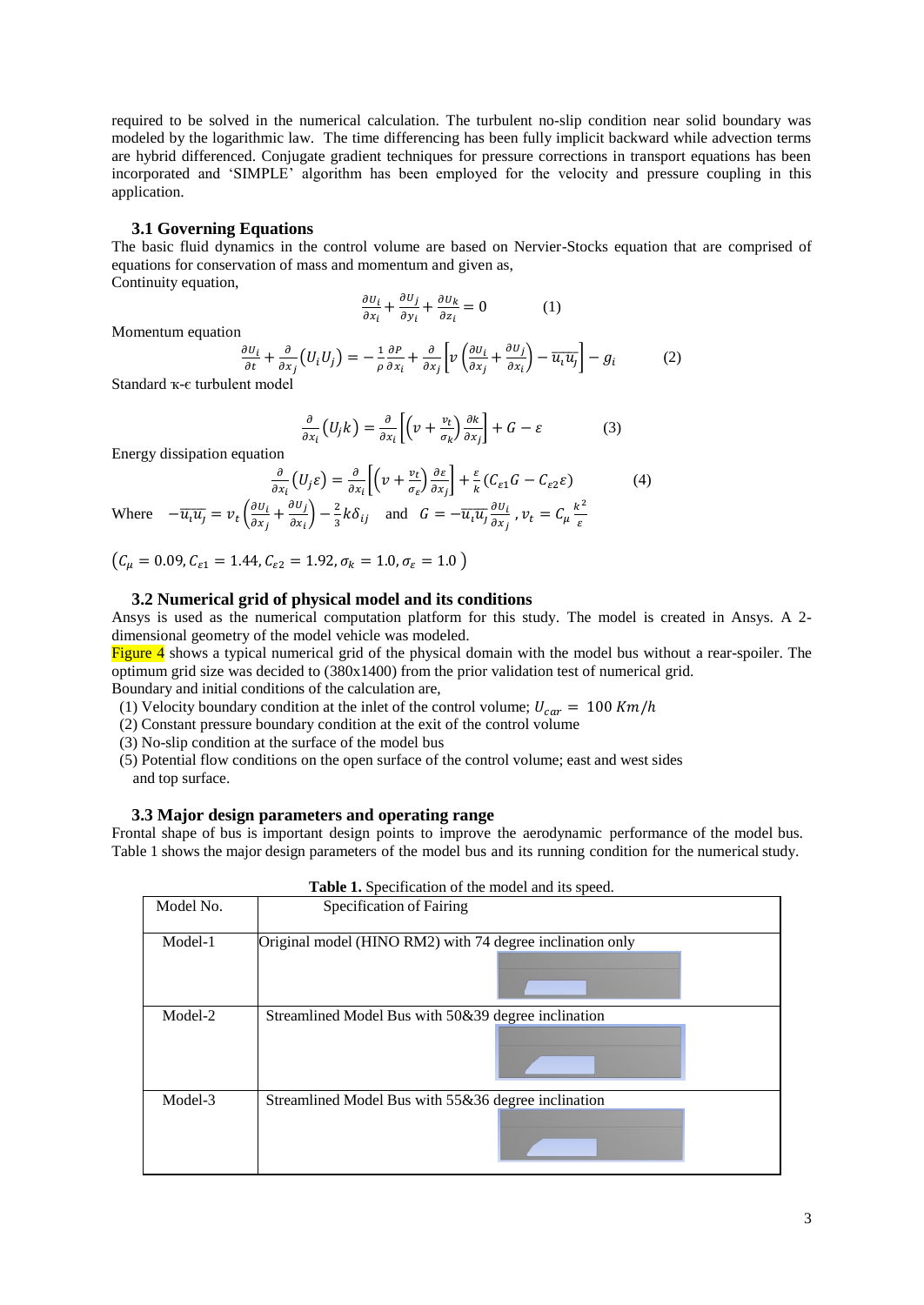required to be solved in the numerical calculation. The turbulent no-slip condition near solid boundary was modeled by the logarithmic law. The time differencing has been fully implicit backward while advection terms are hybrid differenced. Conjugate gradient techniques for pressure corrections in transport equations has been incorporated and 'SIMPLE' algorithm has been employed for the velocity and pressure coupling in this application.

### 3.1 Governing Equations

The basic fluid dynamics in the control volume are based on Nervier-Stocks equation that are comprised of equations for conservation of mass and momentum and given as,

Continuity equation,

$$\frac{\partial U_i}{\partial x_i} + \frac{\partial U_j}{\partial y_i} + \frac{\partial U_k}{\partial z_i} = 0 \qquad (1)$$

Momentum equation

$$\frac{\partial U_i}{\partial t} + \frac{\partial}{\partial x_j}(U_i U_j) = -\frac{1}{\rho}\frac{\partial P}{\partial x_i} + \frac{\partial}{\partial x_j}\left[v\left(\frac{\partial U_i}{\partial x_j} + \frac{\partial U_j}{\partial x_i}\right) - \overline{u_i u_j}\right] - g_i \qquad (2)$$

Standard κ-є turbulent model

$$\frac{\partial}{\partial x_i}(U_j k) = \frac{\partial}{\partial x_i}\left[\left(v + \frac{v_t}{\sigma_k}\right)\frac{\partial k}{\partial x_j}\right] + G - \varepsilon \qquad (3)$$

Energy dissipation equation

$$\frac{\partial}{\partial x_i}(U_j \varepsilon) = \frac{\partial}{\partial x_i}\left[\left(v + \frac{v_t}{\sigma_\varepsilon}\right)\frac{\partial \varepsilon}{\partial x_j}\right] + \frac{\varepsilon}{k}(C_{\varepsilon 1} G - C_{\varepsilon 2}\varepsilon) \qquad (4)$$

Where $-\overline{u_i u_j} = v_t\left(\frac{\partial U_i}{\partial x_j} + \frac{\partial U_j}{\partial x_i}\right) - \frac{2}{3}k\delta_{ij}$ and $G = -\overline{u_i u_j}\frac{\partial U_i}{\partial x_j}$, $v_t = C_\mu \frac{k^2}{\varepsilon}$

$(C_\mu = 0.09, C_{\varepsilon 1} = 1.44, C_{\varepsilon 2} = 1.92, \sigma_k = 1.0, \sigma_\varepsilon = 1.0)$

### 3.2 Numerical grid of physical model and its conditions

Ansys is used as the numerical computation platform for this study. The model is created in Ansys. A 2-dimensional geometry of the model vehicle was modeled.

Figure 4 shows a typical numerical grid of the physical domain with the model bus without a rear-spoiler. The optimum grid size was decided to (380x1400) from the prior validation test of numerical grid.

Boundary and initial conditions of the calculation are,

(1) Velocity boundary condition at the inlet of the control volume; $U_{car} = 100\ Km/h$
(2) Constant pressure boundary condition at the exit of the control volume
(3) No-slip condition at the surface of the model bus
(5) Potential flow conditions on the open surface of the control volume; east and west sides and top surface.

### 3.3 Major design parameters and operating range

Frontal shape of bus is important design points to improve the aerodynamic performance of the model bus. Table 1 shows the major design parameters of the model bus and its running condition for the numerical study.

**Table 1.** Specification of the model and its speed.

| Model No. | Specification of Fairing |
|---|---|
| Model-1 | Original model (HINO RM2) with 74 degree inclination only |
| Model-2 | Streamlined Model Bus with 50&39 degree inclination |
| Model-3 | Streamlined Model Bus with 55&36 degree inclination |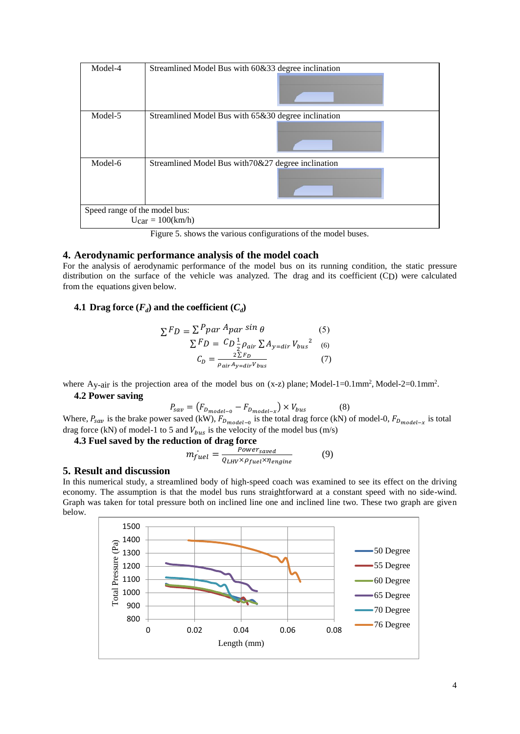| Model-4 | Streamlined Model Bus with 60&33 degree inclination |
|---|---|
| Model-5 | Streamlined Model Bus with 65&30 degree inclination |
| Model-6 | Streamlined Model Bus with70&27 degree inclination |
| Speed range of the model bus: $U_{car}$ = 100(km/h) | |

Figure 5. shows the various configurations of the model buses.

## 4. Aerodynamic performance analysis of the model coach

For the analysis of aerodynamic performance of the model bus on its running condition, the static pressure distribution on the surface of the vehicle was analyzed. The drag and its coefficient ($C_D$) were calculated from the equations given below.

### 4.1 Drag force ($F_d$) and the coefficient ($C_d$)

$$\sum F_D = \sum P_{par} A_{par} \sin\theta \qquad (5)$$

$$\sum F_D = C_D \frac{1}{2} \rho_{air} \sum A_{y=dir} V_{bus}^2 \qquad (6)$$

$$C_D = \frac{2\sum F_D}{\rho_{air} A_{y=dir} V_{bus}} \qquad (7)$$

where $A_{y\text{-}air}$ is the projection area of the model bus on (x-z) plane; Model-1=0.1mm$^2$, Model-2=0.1mm$^2$.

### 4.2 Power saving

$$P_{sav} = \left(F_{D_{model-0}} - F_{D_{model-x}}\right) \times V_{bus} \qquad (8)$$

Where, $P_{sav}$ is the brake power saved (kW), $F_{D_{model-0}}$ is the total drag force (kN) of model-0, $F_{D_{model-x}}$ is total drag force (kN) of model-1 to 5 and $V_{bus}$ is the velocity of the model bus (m/s)

### 4.3 Fuel saved by the reduction of drag force

$$\dot{m}_{fuel} = \frac{Power_{saved}}{Q_{LHV} \times \rho_{fuel} \times \eta_{engine}} \qquad (9)$$

## 5. Result and discussion

In this numerical study, a streamlined body of high-speed coach was examined to see its effect on the driving economy. The assumption is that the model bus runs straightforward at a constant speed with no side-wind. Graph was taken for total pressure both on inclined line one and inclined line two. These two graph are given below.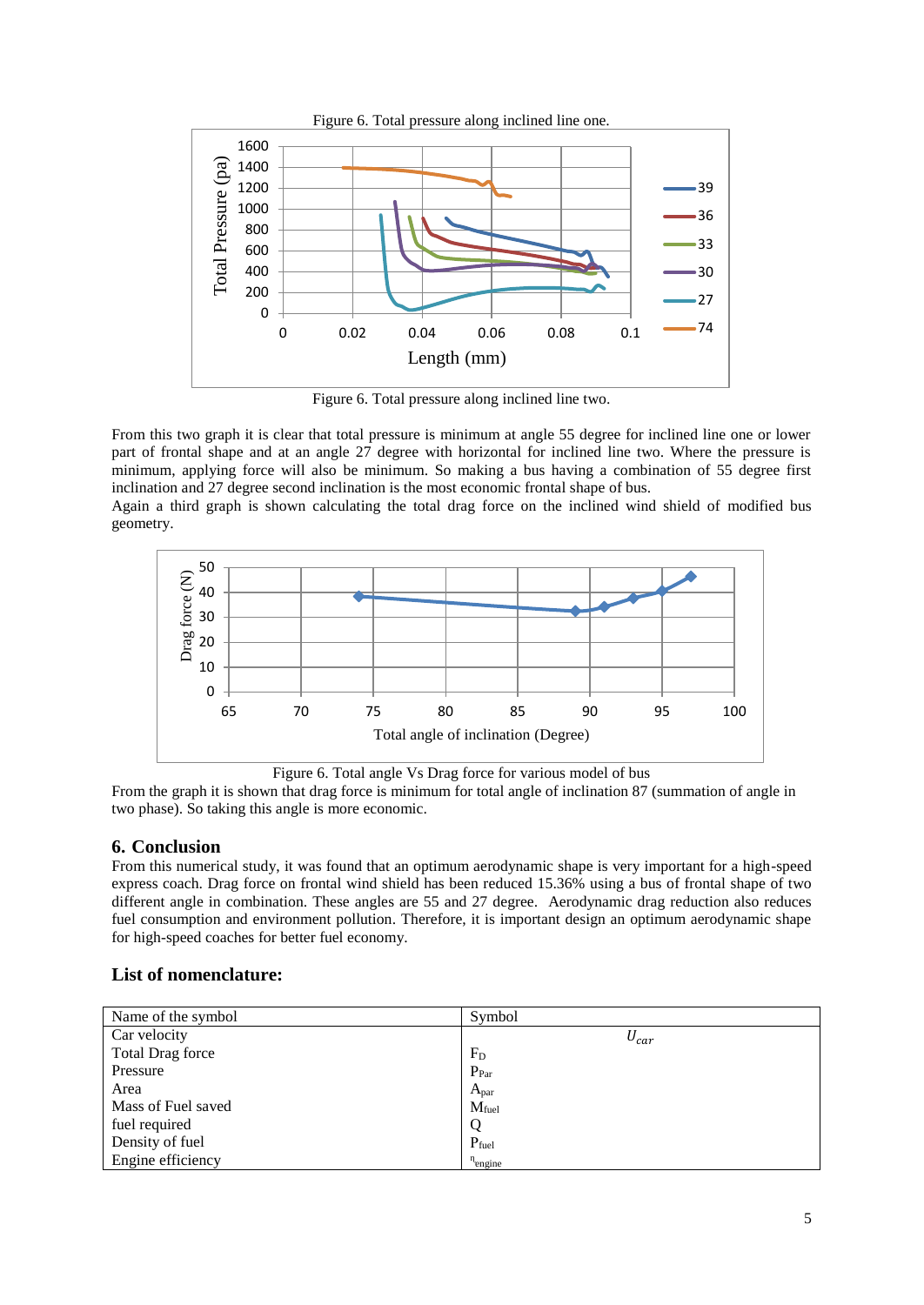Figure 6. Total pressure along inclined line one.

Figure 6. Total pressure along inclined line two.

From this two graph it is clear that total pressure is minimum at angle 55 degree for inclined line one or lower part of frontal shape and at an angle 27 degree with horizontal for inclined line two. Where the pressure is minimum, applying force will also be minimum. So making a bus having a combination of 55 degree first inclination and 27 degree second inclination is the most economic frontal shape of bus.
Again a third graph is shown calculating the total drag force on the inclined wind shield of modified bus geometry.

Figure 6. Total angle Vs Drag force for various model of bus

From the graph it is shown that drag force is minimum for total angle of inclination 87 (summation of angle in two phase). So taking this angle is more economic.

## 6. Conclusion

From this numerical study, it was found that an optimum aerodynamic shape is very important for a high-speed express coach. Drag force on frontal wind shield has been reduced 15.36% using a bus of frontal shape of two different angle in combination. These angles are 55 and 27 degree. Aerodynamic drag reduction also reduces fuel consumption and environment pollution. Therefore, it is important design an optimum aerodynamic shape for high-speed coaches for better fuel economy.

## List of nomenclature:

| Name of the symbol | Symbol |
|---|---|
| Car velocity | $U_{car}$ |
| Total Drag force | $F_D$ |
| Pressure | $P_{Par}$ |
| Area | $A_{par}$ |
| Mass of Fuel saved | $M_{fuel}$ |
| fuel required | Q |
| Density of fuel | $P_{fuel}$ |
| Engine efficiency | $\eta_{engine}$ |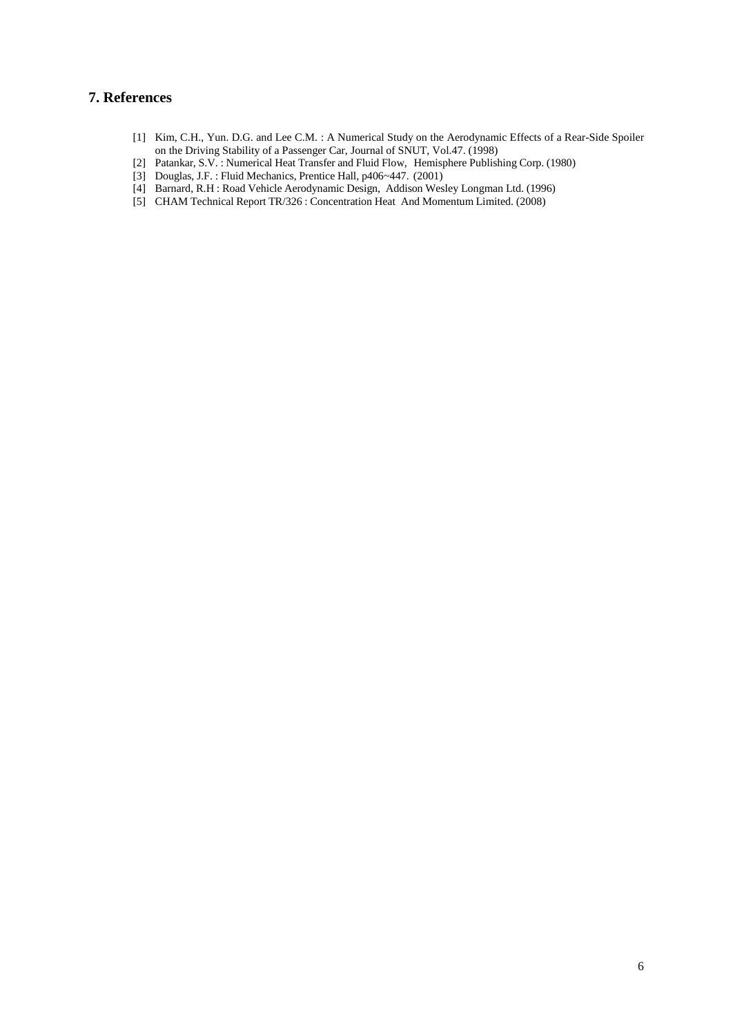## 7. References

[1] Kim, C.H., Yun. D.G. and Lee C.M. : A Numerical Study on the Aerodynamic Effects of a Rear-Side Spoiler on the Driving Stability of a Passenger Car, Journal of SNUT, Vol.47. (1998)

[2] Patankar, S.V. : Numerical Heat Transfer and Fluid Flow, Hemisphere Publishing Corp. (1980)

[3] Douglas, J.F. : Fluid Mechanics, Prentice Hall, p406~447. (2001)

[4] Barnard, R.H : Road Vehicle Aerodynamic Design, Addison Wesley Longman Ltd. (1996)

[5] CHAM Technical Report TR/326 : Concentration Heat And Momentum Limited. (2008)